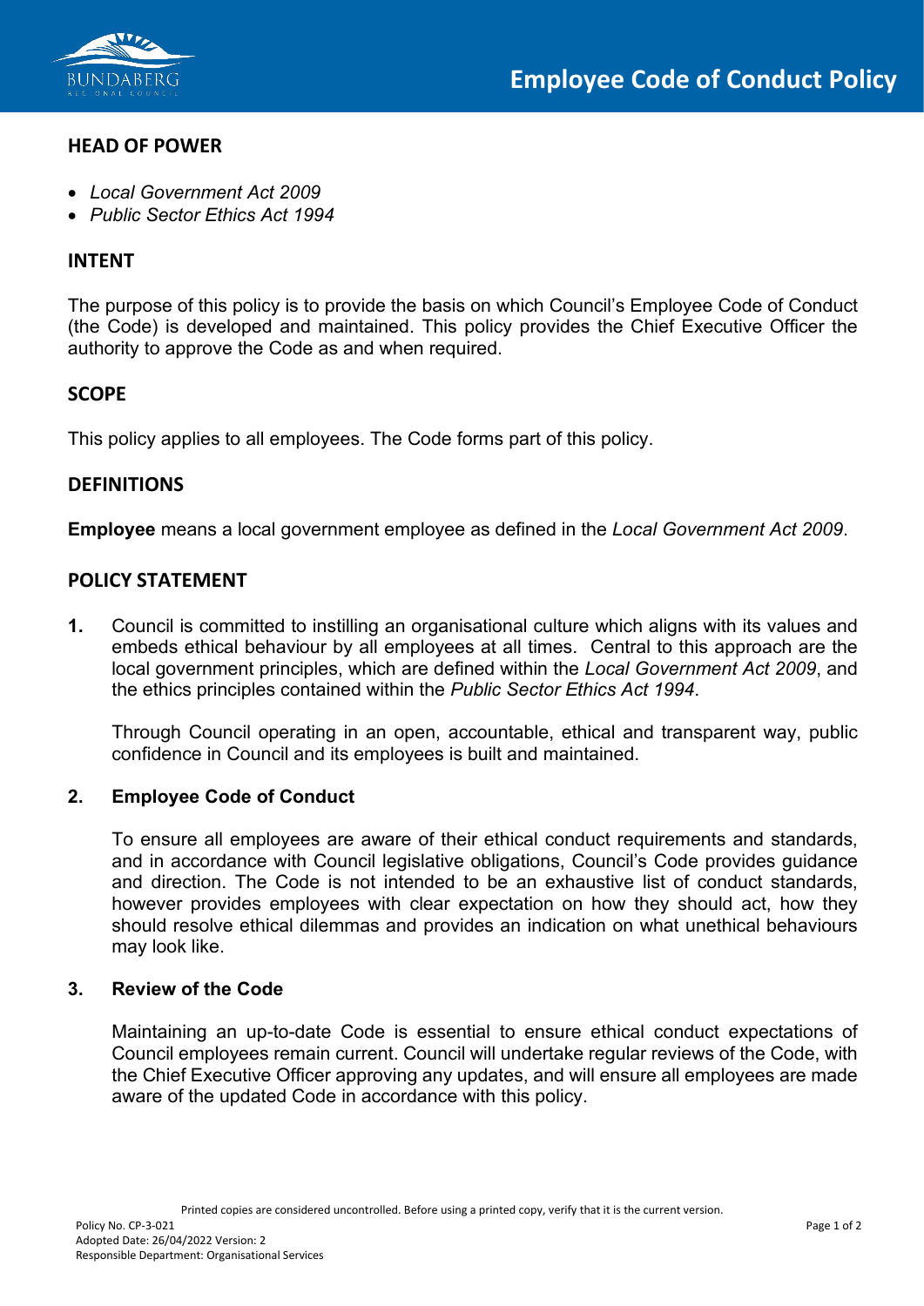# Employee Code of Conduct Policy

## HEAD OF POWER

- *Local Government Act 2009*
- *Public Sector Ethics Act 1994*

## INTENT

The purpose of this policy is to provide the basis on which Council's Employee Code of Conduct (the Code) is developed and maintained. This policy provides the Chief Executive Officer the authority to approve the Code as and when required.

## SCOPE

This policy applies to all employees. The Code forms part of this policy.

## DEFINITIONS

**Employee** means a local government employee as defined in the *Local Government Act 2009*.

## POLICY STATEMENT

**1.** Council is committed to instilling an organisational culture which aligns with its values and embeds ethical behaviour by all employees at all times. Central to this approach are the local government principles, which are defined within the *Local Government Act 2009*, and the ethics principles contained within the *Public Sector Ethics Act 1994*.

Through Council operating in an open, accountable, ethical and transparent way, public confidence in Council and its employees is built and maintained.

### 2. Employee Code of Conduct

To ensure all employees are aware of their ethical conduct requirements and standards, and in accordance with Council legislative obligations, Council's Code provides guidance and direction. The Code is not intended to be an exhaustive list of conduct standards, however provides employees with clear expectation on how they should act, how they should resolve ethical dilemmas and provides an indication on what unethical behaviours may look like.

### 3. Review of the Code

Maintaining an up-to-date Code is essential to ensure ethical conduct expectations of Council employees remain current. Council will undertake regular reviews of the Code, with the Chief Executive Officer approving any updates, and will ensure all employees are made aware of the updated Code in accordance with this policy.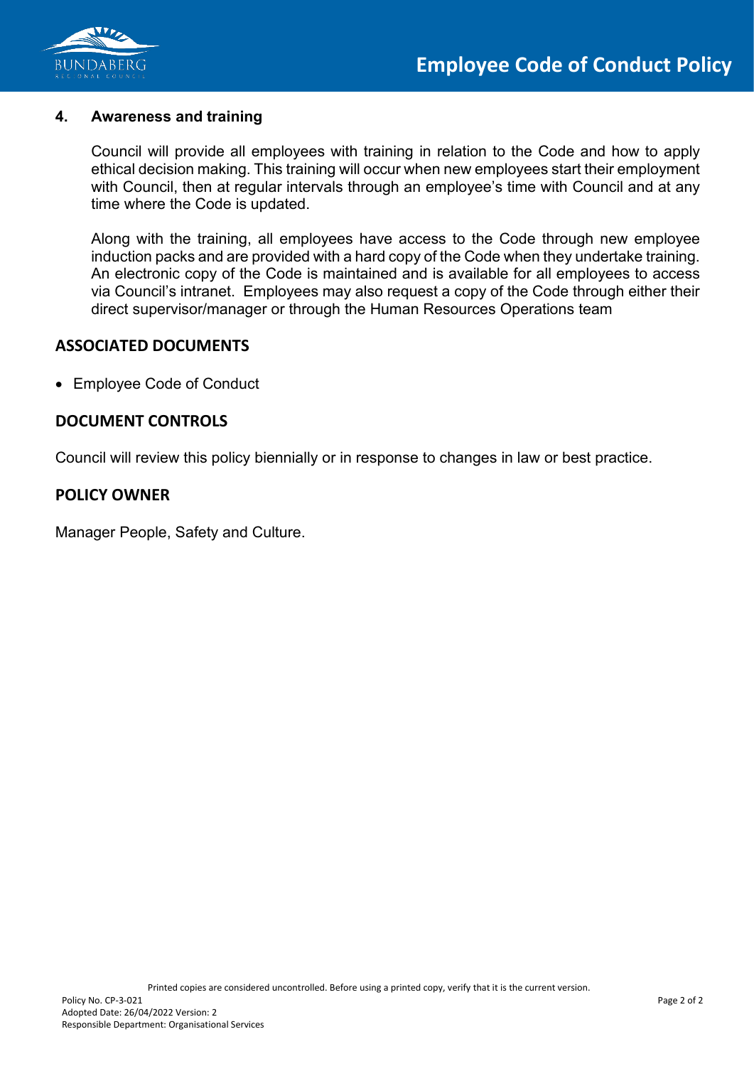### 4. Awareness and training

Council will provide all employees with training in relation to the Code and how to apply ethical decision making. This training will occur when new employees start their employment with Council, then at regular intervals through an employee's time with Council and at any time where the Code is updated.

Along with the training, all employees have access to the Code through new employee induction packs and are provided with a hard copy of the Code when they undertake training. An electronic copy of the Code is maintained and is available for all employees to access via Council's intranet. Employees may also request a copy of the Code through either their direct supervisor/manager or through the Human Resources Operations team

## ASSOCIATED DOCUMENTS

- Employee Code of Conduct

## DOCUMENT CONTROLS

Council will review this policy biennially or in response to changes in law or best practice.

## POLICY OWNER

Manager People, Safety and Culture.